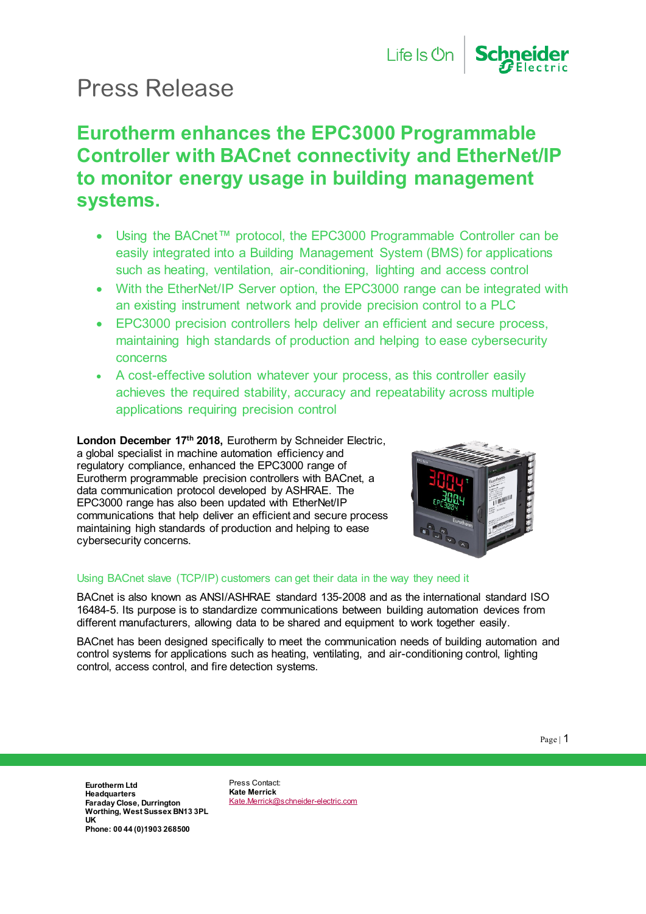# Press Release

## Eurotherm enhances the EPC3000 Programmable Controller with BACnet connectivity and EtherNet/IP to monitor energy usage in building management systems.

- Using the BACnet™ protocol, the EPC3000 Programmable Controller can be easily integrated into a Building Management System (BMS) for applications such as heating, ventilation, air-conditioning, lighting and access control
- With the EtherNet/IP Server option, the EPC3000 range can be integrated with an existing instrument network and provide precision control to a PLC
- EPC3000 precision controllers help deliver an efficient and secure process, maintaining high standards of production and helping to ease cybersecurity concerns
- A cost-effective solution whatever your process, as this controller easily achieves the required stability, accuracy and repeatability across multiple applications requiring precision control

**London December 17th 2018,** Eurotherm by Schneider Electric, a global specialist in machine automation efficiency and regulatory compliance, enhanced the EPC3000 range of Eurotherm programmable precision controllers with BACnet, a data communication protocol developed by ASHRAE. The EPC3000 range has also been updated with EtherNet/IP communications that help deliver an efficient and secure process maintaining high standards of production and helping to ease cybersecurity concerns.

### Using BACnet slave (TCP/IP) customers can get their data in the way they need it

BACnet is also known as ANSI/ASHRAE standard 135-2008 and as the international standard ISO 16484-5. Its purpose is to standardize communications between building automation devices from different manufacturers, allowing data to be shared and equipment to work together easily.

BACnet has been designed specifically to meet the communication needs of building automation and control systems for applications such as heating, ventilating, and air-conditioning control, lighting control, access control, and fire detection systems.

**Eurotherm Ltd**
**Headquarters**
**Faraday Close, Durrington**
**Worthing, West Sussex BN13 3PL**
**UK**
**Phone: 00 44 (0)1903 268500**

Press Contact:
**Kate Merrick**
Kate.Merrick@schneider-electric.com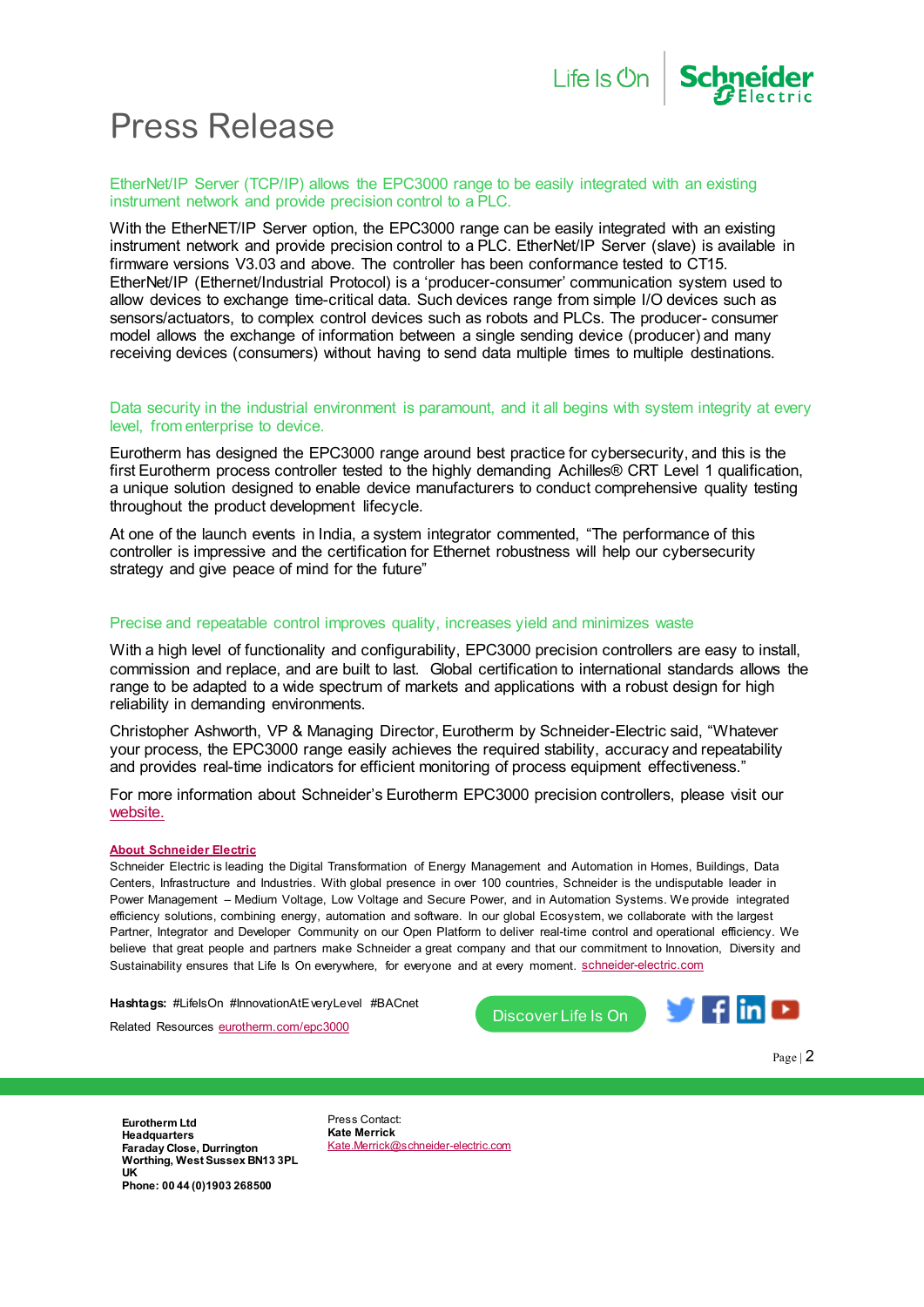# Press Release

## EtherNet/IP Server (TCP/IP) allows the EPC3000 range to be easily integrated with an existing instrument network and provide precision control to a PLC.

With the EtherNET/IP Server option, the EPC3000 range can be easily integrated with an existing instrument network and provide precision control to a PLC. EtherNet/IP Server (slave) is available in firmware versions V3.03 and above. The controller has been conformance tested to CT15. EtherNet/IP (Ethernet/Industrial Protocol) is a 'producer-consumer' communication system used to allow devices to exchange time-critical data. Such devices range from simple I/O devices such as sensors/actuators, to complex control devices such as robots and PLCs. The producer- consumer model allows the exchange of information between a single sending device (producer) and many receiving devices (consumers) without having to send data multiple times to multiple destinations.

## Data security in the industrial environment is paramount, and it all begins with system integrity at every level, from enterprise to device.

Eurotherm has designed the EPC3000 range around best practice for cybersecurity, and this is the first Eurotherm process controller tested to the highly demanding Achilles® CRT Level 1 qualification, a unique solution designed to enable device manufacturers to conduct comprehensive quality testing throughout the product development lifecycle.

At one of the launch events in India, a system integrator commented, “The performance of this controller is impressive and the certification for Ethernet robustness will help our cybersecurity strategy and give peace of mind for the future”

## Precise and repeatable control improves quality, increases yield and minimizes waste

With a high level of functionality and configurability, EPC3000 precision controllers are easy to install, commission and replace, and are built to last. Global certification to international standards allows the range to be adapted to a wide spectrum of markets and applications with a robust design for high reliability in demanding environments.

Christopher Ashworth, VP & Managing Director, Eurotherm by Schneider-Electric said, “Whatever your process, the EPC3000 range easily achieves the required stability, accuracy and repeatability and provides real-time indicators for efficient monitoring of process equipment effectiveness.”

For more information about Schneider's Eurotherm EPC3000 precision controllers, please visit our website.

**About Schneider Electric**

Schneider Electric is leading the Digital Transformation of Energy Management and Automation in Homes, Buildings, Data Centers, Infrastructure and Industries. With global presence in over 100 countries, Schneider is the undisputable leader in Power Management – Medium Voltage, Low Voltage and Secure Power, and in Automation Systems. We provide integrated efficiency solutions, combining energy, automation and software. In our global Ecosystem, we collaborate with the largest Partner, Integrator and Developer Community on our Open Platform to deliver real-time control and operational efficiency. We believe that great people and partners make Schneider a great company and that our commitment to Innovation, Diversity and Sustainability ensures that Life Is On everywhere, for everyone and at every moment. schneider-electric.com

**Hashtags:** #LifeIsOn #InnovationAtEveryLevel #BACnet

Related Resources eurotherm.com/epc3000

Discover Life Is On

**Eurotherm Ltd**
**Headquarters**
**Faraday Close, Durrington**
**Worthing, West Sussex BN13 3PL**
**UK**
**Phone: 00 44 (0)1903 268500**

Press Contact:
**Kate Merrick**
Kate.Merrick@schneider-electric.com